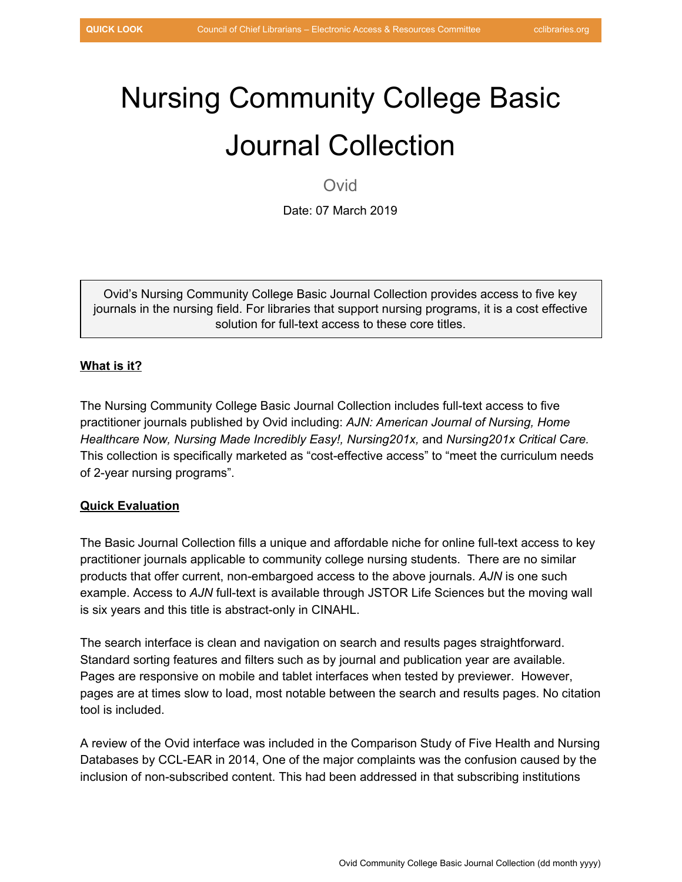# Nursing Community College Basic Journal Collection

Ovid

Date: 07 March 2019

> Ovid's Nursing Community College Basic Journal Collection provides access to five key journals in the nursing field. For libraries that support nursing programs, it is a cost effective solution for full-text access to these core titles.

**<u>What is it?</u>**

The Nursing Community College Basic Journal Collection includes full-text access to five practitioner journals published by Ovid including: *AJN: American Journal of Nursing, Home Healthcare Now, Nursing Made Incredibly Easy!, Nursing201x,* and *Nursing201x Critical Care.* This collection is specifically marketed as "cost-effective access" to "meet the curriculum needs of 2-year nursing programs".

**<u>Quick Evaluation</u>**

The Basic Journal Collection fills a unique and affordable niche for online full-text access to key practitioner journals applicable to community college nursing students. There are no similar products that offer current, non-embargoed access to the above journals. *AJN* is one such example. Access to *AJN* full-text is available through JSTOR Life Sciences but the moving wall is six years and this title is abstract-only in CINAHL.

The search interface is clean and navigation on search and results pages straightforward. Standard sorting features and filters such as by journal and publication year are available. Pages are responsive on mobile and tablet interfaces when tested by previewer. However, pages are at times slow to load, most notable between the search and results pages. No citation tool is included.

A review of the Ovid interface was included in the Comparison Study of Five Health and Nursing Databases by CCL-EAR in 2014, One of the major complaints was the confusion caused by the inclusion of non-subscribed content. This had been addressed in that subscribing institutions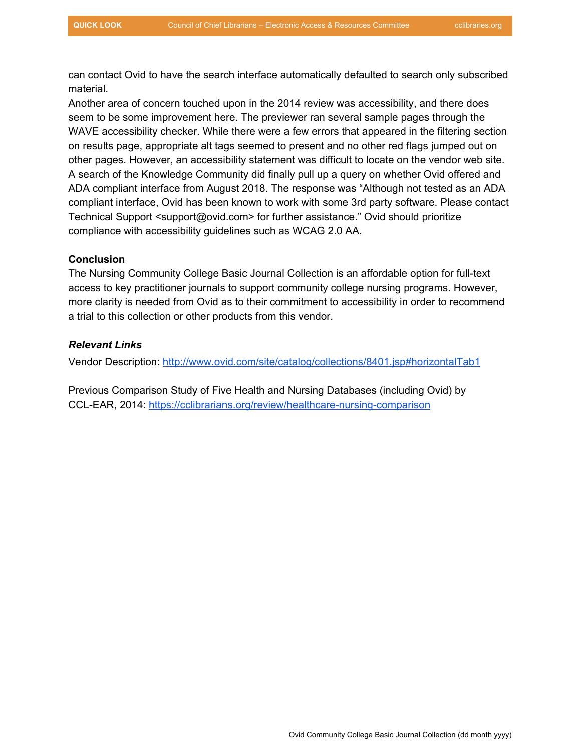can contact Ovid to have the search interface automatically defaulted to search only subscribed material.

Another area of concern touched upon in the 2014 review was accessibility, and there does seem to be some improvement here. The previewer ran several sample pages through the WAVE accessibility checker. While there were a few errors that appeared in the filtering section on results page, appropriate alt tags seemed to present and no other red flags jumped out on other pages. However, an accessibility statement was difficult to locate on the vendor web site. A search of the Knowledge Community did finally pull up a query on whether Ovid offered and ADA compliant interface from August 2018. The response was "Although not tested as an ADA compliant interface, Ovid has been known to work with some 3rd party software. Please contact Technical Support <support@ovid.com> for further assistance." Ovid should prioritize compliance with accessibility guidelines such as WCAG 2.0 AA.

## Conclusion

The Nursing Community College Basic Journal Collection is an affordable option for full-text access to key practitioner journals to support community college nursing programs. However, more clarity is needed from Ovid as to their commitment to accessibility in order to recommend a trial to this collection or other products from this vendor.

### *Relevant Links*

Vendor Description: http://www.ovid.com/site/catalog/collections/8401.jsp#horizontalTab1

Previous Comparison Study of Five Health and Nursing Databases (including Ovid) by CCL-EAR, 2014: https://cclibrarians.org/review/healthcare-nursing-comparison